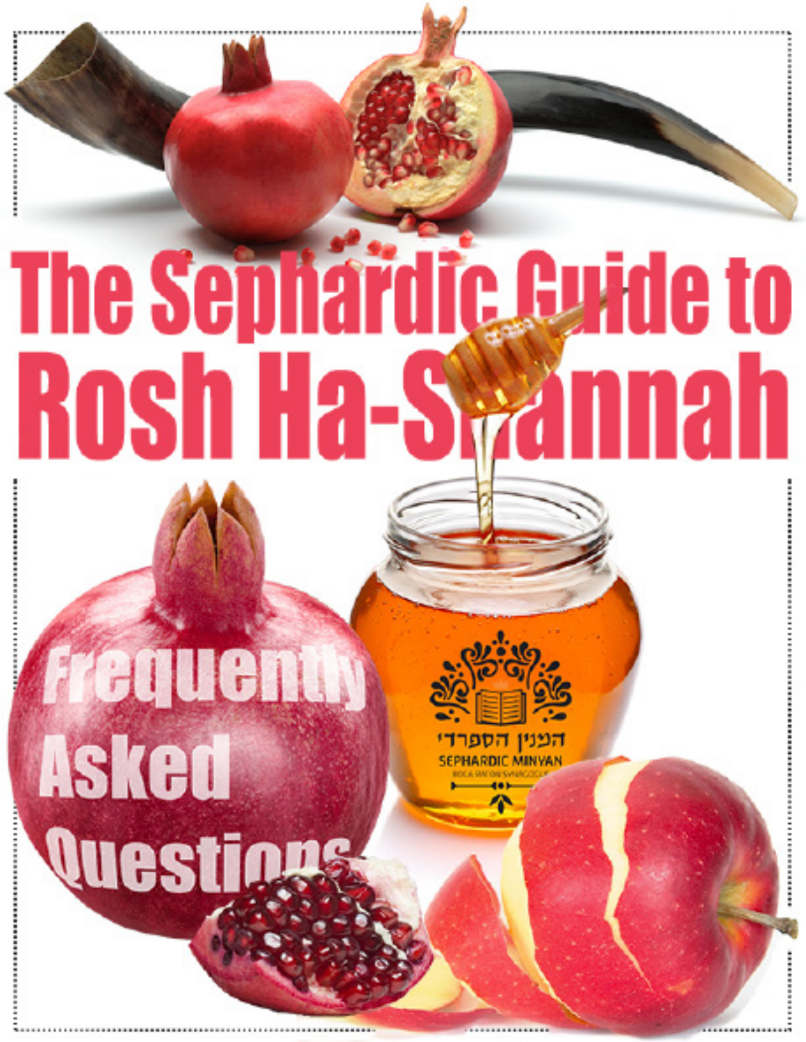# The Sephardic Guide to Rosh Ha-Shannah

## Frequently Asked Questions

המנין הספרדי
SEPHARDIC MINYAN
BOCA RATON SYNAGOGUE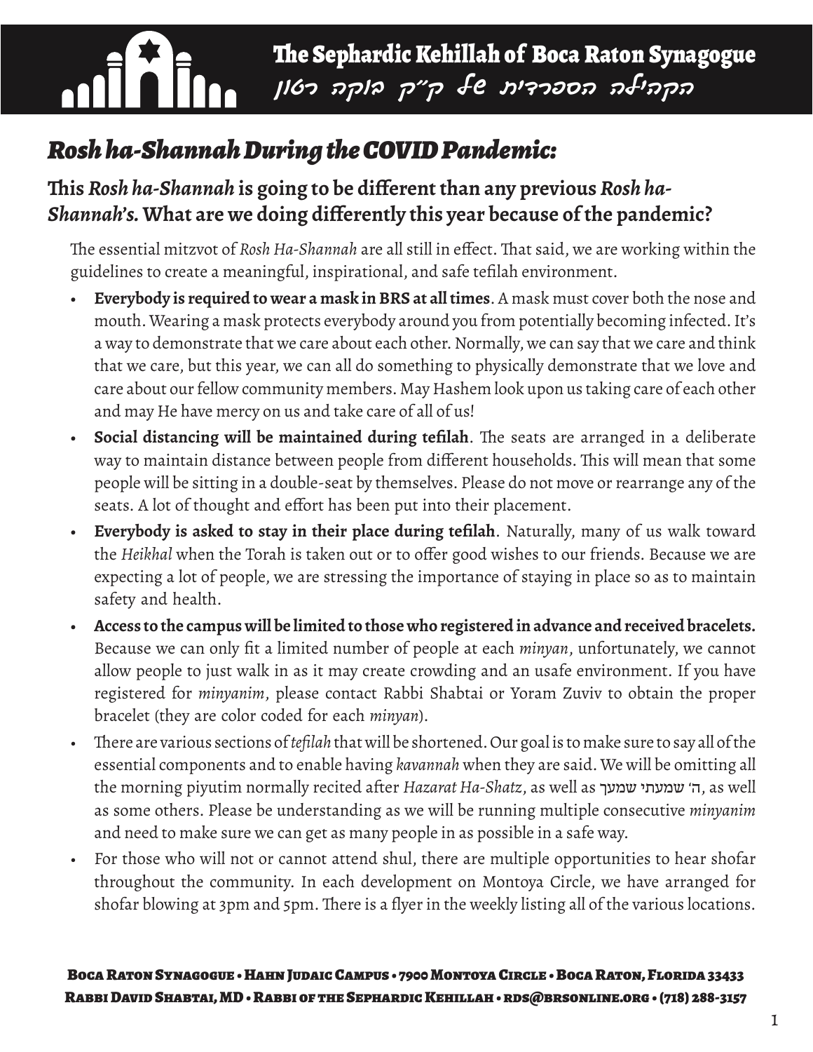# The Sephardic Kehillah of Boca Raton Synagogue

# הקהילה הספרדית של ק״ק בוקה רטון

## *Rosh ha-Shannah During the COVID Pandemic:*

### This *Rosh ha-Shannah* is going to be different than any previous *Rosh ha-Shannah's.* What are we doing differently this year because of the pandemic?

The essential mitzvot of *Rosh Ha-Shannah* are all still in effect. That said, we are working within the guidelines to create a meaningful, inspirational, and safe tefilah environment.

- **Everybody is required to wear a mask in BRS at all times**. A mask must cover both the nose and mouth. Wearing a mask protects everybody around you from potentially becoming infected. It's a way to demonstrate that we care about each other. Normally, we can say that we care and think that we care, but this year, we can all do something to physically demonstrate that we love and care about our fellow community members. May Hashem look upon us taking care of each other and may He have mercy on us and take care of all of us!
- **Social distancing will be maintained during tefilah**. The seats are arranged in a deliberate way to maintain distance between people from different households. This will mean that some people will be sitting in a double-seat by themselves. Please do not move or rearrange any of the seats. A lot of thought and effort has been put into their placement.
- **Everybody is asked to stay in their place during tefilah**. Naturally, many of us walk toward the *Heikhal* when the Torah is taken out or to offer good wishes to our friends. Because we are expecting a lot of people, we are stressing the importance of staying in place so as to maintain safety and health.
- **Access to the campus will be limited to those who registered in advance and received bracelets.** Because we can only fit a limited number of people at each *minyan*, unfortunately, we cannot allow people to just walk in as it may create crowding and an usafe environment. If you have registered for *minyanim*, please contact Rabbi Shabtai or Yoram Zuviv to obtain the proper bracelet (they are color coded for each *minyan*).
- There are various sections of *tefilah* that will be shortened. Our goal is to make sure to say all of the essential components and to enable having *kavannah* when they are said. We will be omitting all the morning piyutim normally recited after *Hazarat Ha-Shatz*, as well as ה' שמעתי שמעך, as well as some others. Please be understanding as we will be running multiple consecutive *minyanim* and need to make sure we can get as many people in as possible in a safe way.
- For those who will not or cannot attend shul, there are multiple opportunities to hear shofar throughout the community. In each development on Montoya Circle, we have arranged for shofar blowing at 3pm and 5pm. There is a flyer in the weekly listing all of the various locations.

**Boca Raton Synagogue • Hahn Judaic Campus • 7900 Montoya Circle • Boca Raton, Florida 33433**
**Rabbi David Shabtai, MD • Rabbi of the Sephardic Kehillah • rds@brsonline.org • (718) 288-3157**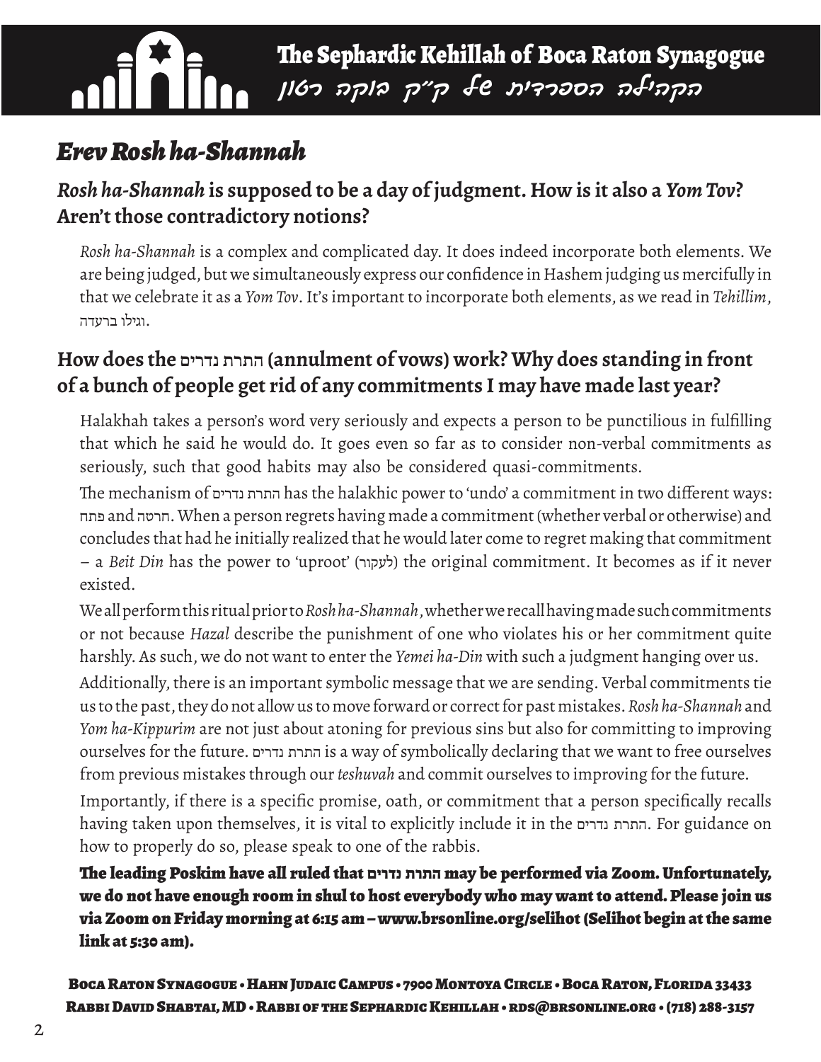# Erev Rosh ha-Shannah

## *Rosh ha-Shannah* is supposed to be a day of judgment. How is it also a *Yom Tov*? Aren't those contradictory notions?

*Rosh ha-Shannah* is a complex and complicated day. It does indeed incorporate both elements. We are being judged, but we simultaneously express our confidence in Hashem judging us mercifully in that we celebrate it as a *Yom Tov*. It's important to incorporate both elements, as we read in *Tehillim*, וגילו ברעדה.

## How does the התרת נדרים (annulment of vows) work? Why does standing in front of a bunch of people get rid of any commitments I may have made last year?

Halakhah takes a person's word very seriously and expects a person to be punctilious in fulfilling that which he said he would do. It goes even so far as to consider non-verbal commitments as seriously, such that good habits may also be considered quasi-commitments.

The mechanism of התרת נדרים has the halakhic power to 'undo' a commitment in two different ways: פתח and חרטה. When a person regrets having made a commitment (whether verbal or otherwise) and concludes that had he initially realized that he would later come to regret making that commitment – a *Beit Din* has the power to 'uproot' (לעקור) the original commitment. It becomes as if it never existed.

We all perform this ritual prior to *Rosh ha-Shannah*, whether we recall having made such commitments or not because *Hazal* describe the punishment of one who violates his or her commitment quite harshly. As such, we do not want to enter the *Yemei ha-Din* with such a judgment hanging over us.

Additionally, there is an important symbolic message that we are sending. Verbal commitments tie us to the past, they do not allow us to move forward or correct for past mistakes. *Rosh ha-Shannah* and *Yom ha-Kippurim* are not just about atoning for previous sins but also for committing to improving ourselves for the future. התרת נדרים is a way of symbolically declaring that we want to free ourselves from previous mistakes through our *teshuvah* and commit ourselves to improving for the future.

Importantly, if there is a specific promise, oath, or commitment that a person specifically recalls having taken upon themselves, it is vital to explicitly include it in the התרת נדרים. For guidance on how to properly do so, please speak to one of the rabbis.

**The leading Poskim have all ruled that התרת נדרים may be performed via Zoom. Unfortunately, we do not have enough room in shul to host everybody who may want to attend. Please join us via Zoom on Friday morning at 6:15 am – www.brsonline.org/selihot (Selihot begin at the same link at 5:30 am).**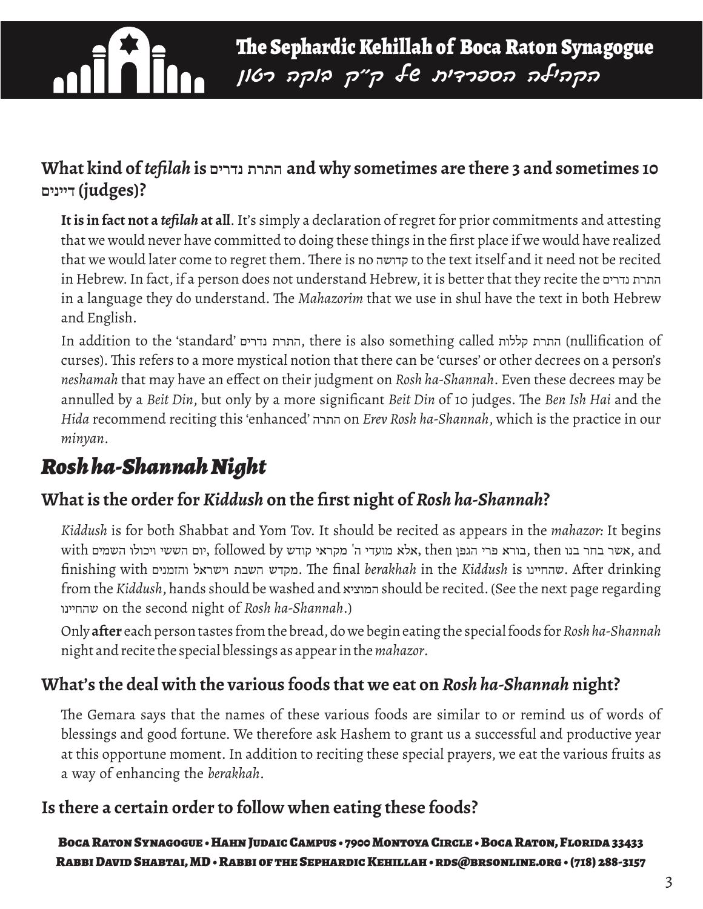## What kind of *tefilah* is התרת נדרים and why sometimes are there 3 and sometimes 10 דיינים (judges)?

**It is in fact not a *tefilah* at all**. It's simply a declaration of regret for prior commitments and attesting that we would never have committed to doing these things in the first place if we would have realized that we would later come to regret them. There is no קדושה to the text itself and it need not be recited in Hebrew. In fact, if a person does not understand Hebrew, it is better that they recite the התרת נדרים in a language they do understand. The *Mahazorim* that we use in shul have the text in both Hebrew and English.

In addition to the 'standard' התרת נדרים, there is also something called התרת קללות (nullification of curses). This refers to a more mystical notion that there can be 'curses' or other decrees on a person's *neshamah* that may have an effect on their judgment on *Rosh ha-Shannah*. Even these decrees may be annulled by a *Beit Din*, but only by a more significant *Beit Din* of 10 judges. The *Ben Ish Hai* and the *Hida* recommend reciting this 'enhanced' התרה on *Erev Rosh ha-Shannah*, which is the practice in our *minyan*.

# *Rosh ha-Shannah Night*

## What is the order for *Kiddush* on the first night of *Rosh ha-Shannah*?

*Kiddush* is for both Shabbat and Yom Tov. It should be recited as appears in the *mahazor*: It begins with יום הששי ויכולו השמים, followed by אלא מועדי ה' מקראי קודש, then בורא פרי הגפן, then אשר בחר בנו, and finishing with מקדש השבת וישראל והזמנים. The final *berakhah* in the *Kiddush* is שהחיינו. After drinking from the *Kiddush*, hands should be washed and המוציא should be recited. (See the next page regarding שהחיינו on the second night of *Rosh ha-Shannah*.)

Only **after** each person tastes from the bread, do we begin eating the special foods for *Rosh ha-Shannah* night and recite the special blessings as appear in the *mahazor*.

## What's the deal with the various foods that we eat on *Rosh ha-Shannah* night?

The Gemara says that the names of these various foods are similar to or remind us of words of blessings and good fortune. We therefore ask Hashem to grant us a successful and productive year at this opportune moment. In addition to reciting these special prayers, we eat the various fruits as a way of enhancing the *berakhah*.

## Is there a certain order to follow when eating these foods?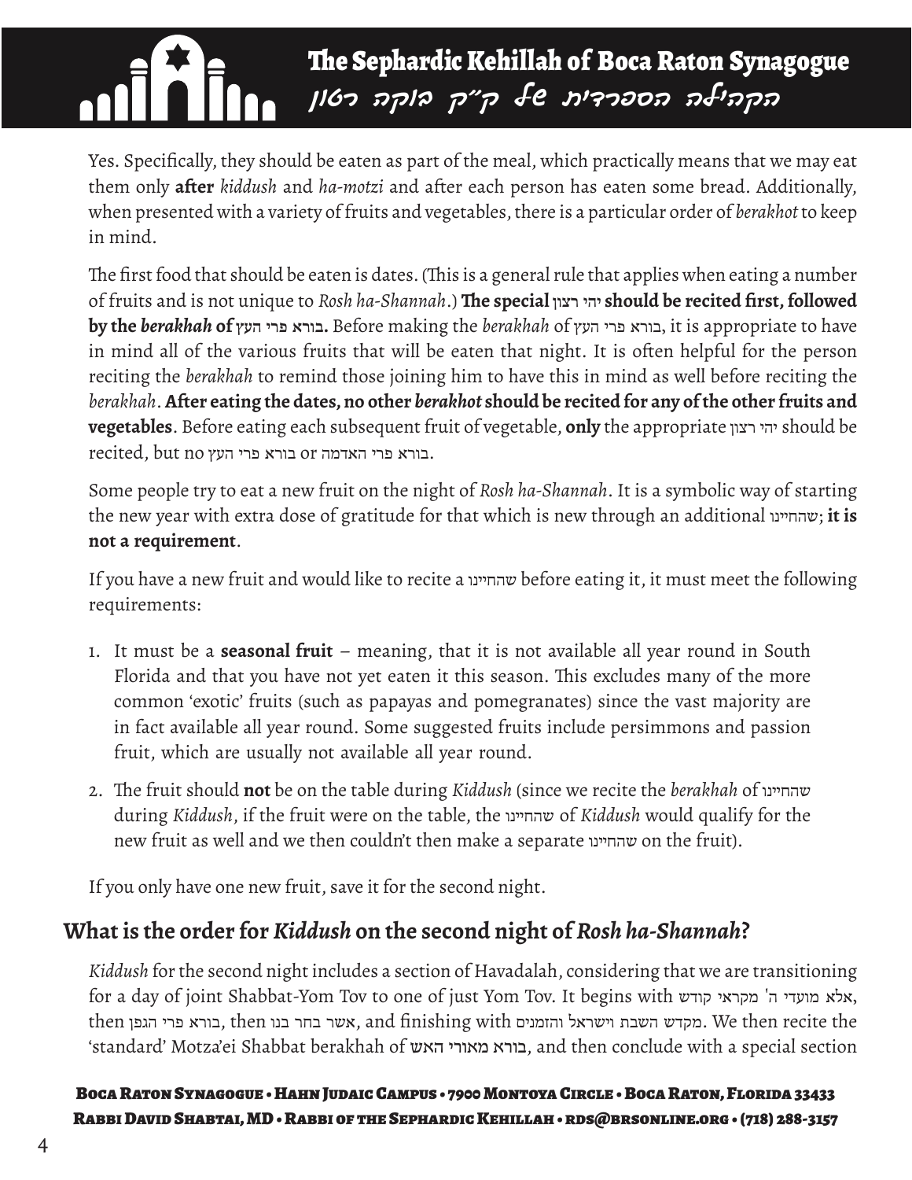Yes. Specifically, they should be eaten as part of the meal, which practically means that we may eat them only **after** *kiddush* and *ha-motzi* and after each person has eaten some bread. Additionally, when presented with a variety of fruits and vegetables, there is a particular order of *berakhot* to keep in mind.

The first food that should be eaten is dates. (This is a general rule that applies when eating a number of fruits and is not unique to *Rosh ha-Shannah*.) **The special יהי רצון should be recited first, followed by the *berakhah* of בורא פרי העץ.** Before making the *berakhah* of בורא פרי העץ, it is appropriate to have in mind all of the various fruits that will be eaten that night. It is often helpful for the person reciting the *berakhah* to remind those joining him to have this in mind as well before reciting the *berakhah*. **After eating the dates, no other *berakhot* should be recited for any of the other fruits and vegetables**. Before eating each subsequent fruit of vegetable, **only** the appropriate יהי רצון should be recited, but no בורא פרי האדמה or בורא פרי העץ.

Some people try to eat a new fruit on the night of *Rosh ha-Shannah*. It is a symbolic way of starting the new year with extra dose of gratitude for that which is new through an additional שהחיינו; **it is not a requirement**.

If you have a new fruit and would like to recite a שהחיינו before eating it, it must meet the following requirements:

1. It must be a **seasonal fruit** – meaning, that it is not available all year round in South Florida and that you have not yet eaten it this season. This excludes many of the more common 'exotic' fruits (such as papayas and pomegranates) since the vast majority are in fact available all year round. Some suggested fruits include persimmons and passion fruit, which are usually not available all year round.
2. The fruit should **not** be on the table during *Kiddush* (since we recite the *berakhah* of שהחיינו during *Kiddush*, if the fruit were on the table, the שהחיינו of *Kiddush* would qualify for the new fruit as well and we then couldn't then make a separate שהחיינו on the fruit).

If you only have one new fruit, save it for the second night.

## What is the order for *Kiddush* on the second night of *Rosh ha-Shannah*?

*Kiddush* for the second night includes a section of Havadalah, considering that we are transitioning for a day of joint Shabbat-Yom Tov to one of just Yom Tov. It begins with אלא מועדי ה' מקראי קודש, then בורא פרי הגפן, then אשר בחר בנו, and finishing with מקדש השבת וישראל והזמנים. We then recite the 'standard' Motza'ei Shabbat berakhah of בורא מאורי האש, and then conclude with a special section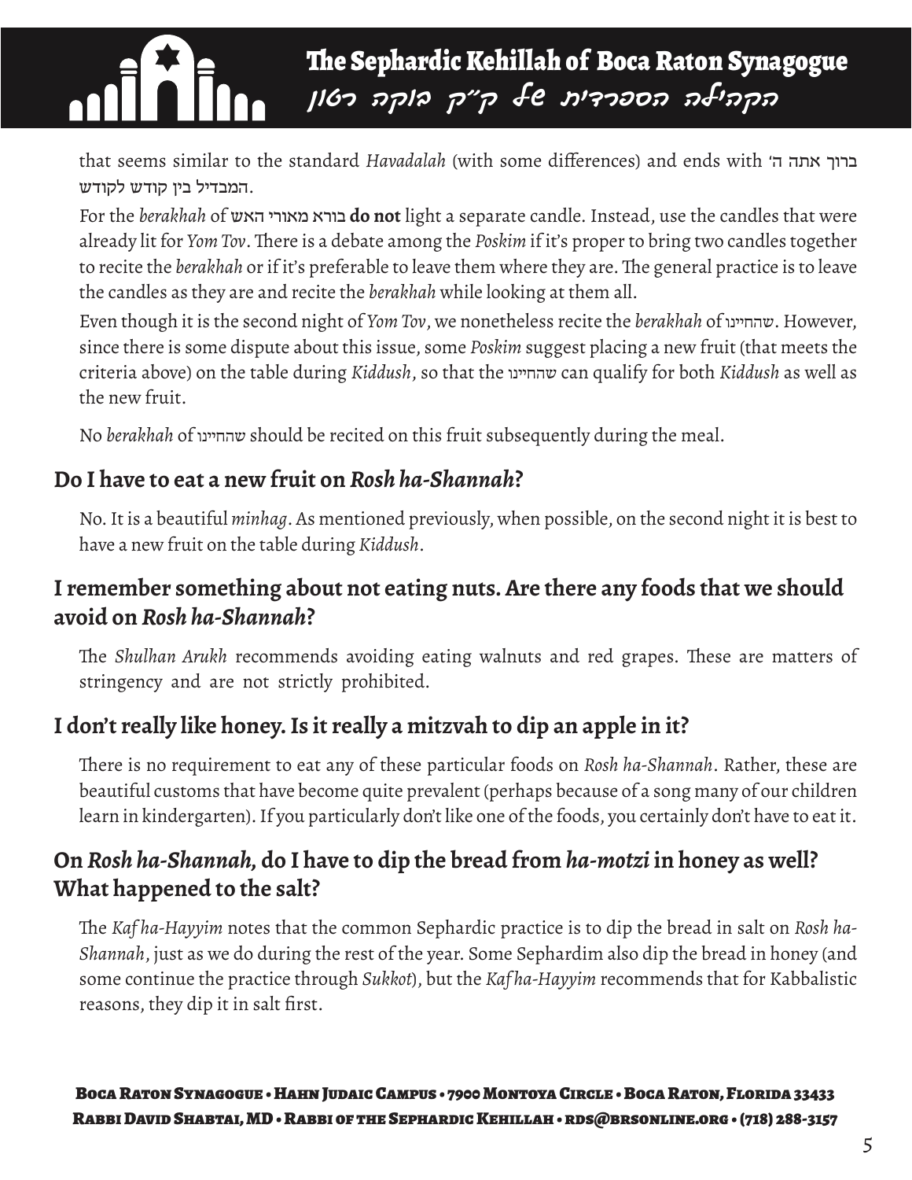that seems similar to the standard *Havadalah* (with some differences) and ends with ברוך אתה ה' המבדיל בין קודש לקודש.

For the *berakhah* of בורא מאורי האש **do not** light a separate candle. Instead, use the candles that were already lit for *Yom Tov*. There is a debate among the *Poskim* if it's proper to bring two candles together to recite the *berakhah* or if it's preferable to leave them where they are. The general practice is to leave the candles as they are and recite the *berakhah* while looking at them all.

Even though it is the second night of *Yom Tov*, we nonetheless recite the *berakhah* of שהחיינו. However, since there is some dispute about this issue, some *Poskim* suggest placing a new fruit (that meets the criteria above) on the table during *Kiddush*, so that the שהחיינו can qualify for both *Kiddush* as well as the new fruit.

No *berakhah* of שהחיינו should be recited on this fruit subsequently during the meal.

## Do I have to eat a new fruit on *Rosh ha-Shannah*?

No. It is a beautiful *minhag*. As mentioned previously, when possible, on the second night it is best to have a new fruit on the table during *Kiddush*.

## I remember something about not eating nuts. Are there any foods that we should avoid on *Rosh ha-Shannah*?

The *Shulhan Arukh* recommends avoiding eating walnuts and red grapes. These are matters of stringency and are not strictly prohibited.

## I don't really like honey. Is it really a mitzvah to dip an apple in it?

There is no requirement to eat any of these particular foods on *Rosh ha-Shannah*. Rather, these are beautiful customs that have become quite prevalent (perhaps because of a song many of our children learn in kindergarten). If you particularly don't like one of the foods, you certainly don't have to eat it.

## On *Rosh ha-Shannah,* do I have to dip the bread from *ha-motzi* in honey as well? What happened to the salt?

The *Kaf ha-Hayyim* notes that the common Sephardic practice is to dip the bread in salt on *Rosh ha-Shannah*, just as we do during the rest of the year. Some Sephardim also dip the bread in honey (and some continue the practice through *Sukkot*), but the *Kaf ha-Hayyim* recommends that for Kabbalistic reasons, they dip it in salt first.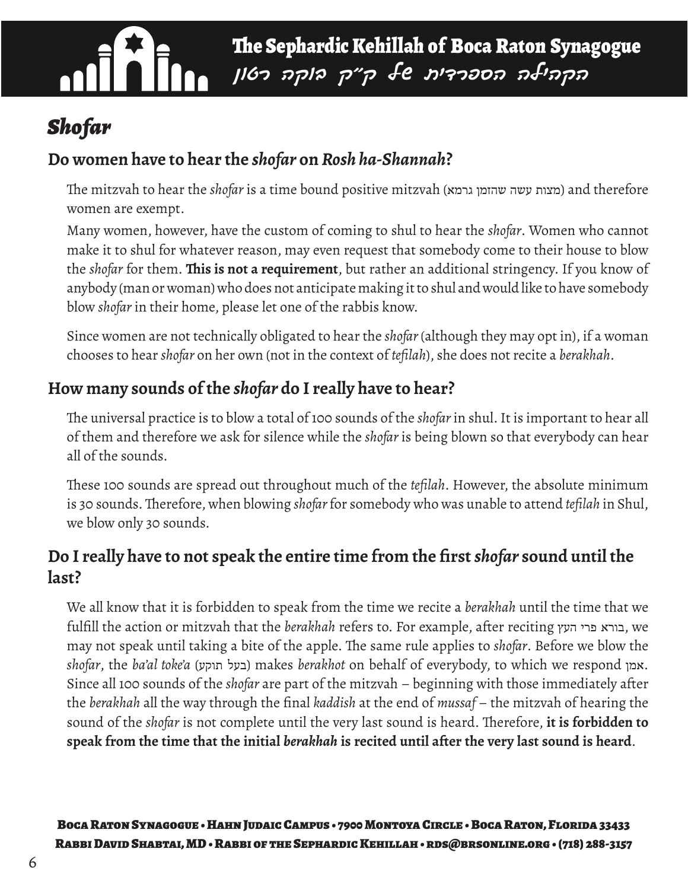# *Shofar*

## Do women have to hear the *shofar* on *Rosh ha-Shannah*?

The mitzvah to hear the *shofar* is a time bound positive mitzvah (מצות עשה שהזמן גרמא) and therefore women are exempt.

Many women, however, have the custom of coming to shul to hear the *shofar*. Women who cannot make it to shul for whatever reason, may even request that somebody come to their house to blow the *shofar* for them. **This is not a requirement**, but rather an additional stringency. If you know of anybody (man or woman) who does not anticipate making it to shul and would like to have somebody blow *shofar* in their home, please let one of the rabbis know.

Since women are not technically obligated to hear the *shofar* (although they may opt in), if a woman chooses to hear *shofar* on her own (not in the context of *tefilah*), she does not recite a *berakhah*.

## How many sounds of the *shofar* do I really have to hear?

The universal practice is to blow a total of 100 sounds of the *shofar* in shul. It is important to hear all of them and therefore we ask for silence while the *shofar* is being blown so that everybody can hear all of the sounds.

These 100 sounds are spread out throughout much of the *tefilah*. However, the absolute minimum is 30 sounds. Therefore, when blowing *shofar* for somebody who was unable to attend *tefilah* in Shul, we blow only 30 sounds.

## Do I really have to not speak the entire time from the first *shofar* sound until the last?

We all know that it is forbidden to speak from the time we recite a *berakhah* until the time that we fulfill the action or mitzvah that the *berakhah* refers to. For example, after reciting בורא פרי העץ, we may not speak until taking a bite of the apple. The same rule applies to *shofar*. Before we blow the *shofar*, the *ba'al toke'a* (בעל תוקע) makes *berakhot* on behalf of everybody, to which we respond אמן. Since all 100 sounds of the *shofar* are part of the mitzvah – beginning with those immediately after the *berakhah* all the way through the final *kaddish* at the end of *mussaf* – the mitzvah of hearing the sound of the *shofar* is not complete until the very last sound is heard. Therefore, **it is forbidden to speak from the time that the initial *berakhah* is recited until after the very last sound is heard**.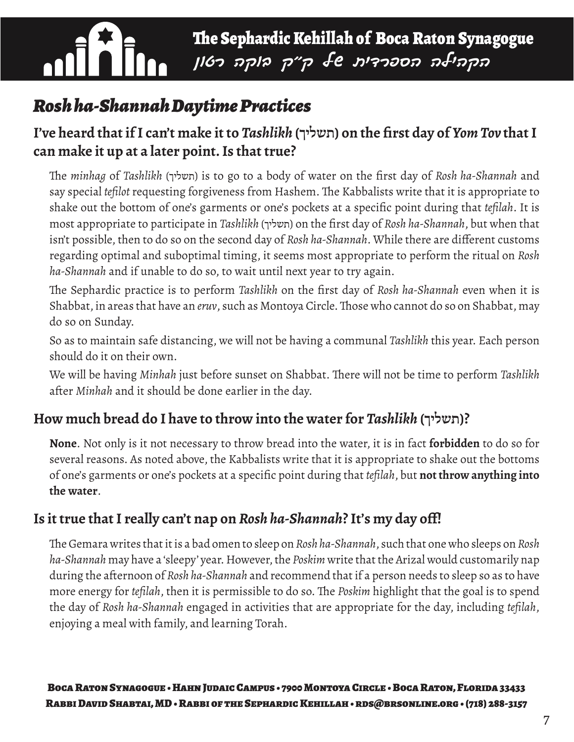## *Rosh ha-Shannah Daytime Practices*

### I've heard that if I can't make it to *Tashlikh* (תשליך) on the first day of *Yom Tov* that I can make it up at a later point. Is that true?

The *minhag* of *Tashlikh* (תשליך) is to go to a body of water on the first day of *Rosh ha-Shannah* and say special *tefilot* requesting forgiveness from Hashem. The Kabbalists write that it is appropriate to shake out the bottom of one's garments or one's pockets at a specific point during that *tefilah*. It is most appropriate to participate in *Tashlikh* (תשליך) on the first day of *Rosh ha-Shannah*, but when that isn't possible, then to do so on the second day of *Rosh ha-Shannah*. While there are different customs regarding optimal and suboptimal timing, it seems most appropriate to perform the ritual on *Rosh ha-Shannah* and if unable to do so, to wait until next year to try again.

The Sephardic practice is to perform *Tashlikh* on the first day of *Rosh ha-Shannah* even when it is Shabbat, in areas that have an *eruv*, such as Montoya Circle. Those who cannot do so on Shabbat, may do so on Sunday.

So as to maintain safe distancing, we will not be having a communal *Tashlikh* this year. Each person should do it on their own.

We will be having *Minhah* just before sunset on Shabbat. There will not be time to perform *Tashlikh* after *Minhah* and it should be done earlier in the day.

### How much bread do I have to throw into the water for *Tashlikh* (תשליך)?

**None**. Not only is it not necessary to throw bread into the water, it is in fact **forbidden** to do so for several reasons. As noted above, the Kabbalists write that it is appropriate to shake out the bottoms of one's garments or one's pockets at a specific point during that *tefilah*, but **not throw anything into the water**.

### Is it true that I really can't nap on *Rosh ha-Shannah*? It's my day off!

The Gemara writes that it is a bad omen to sleep on *Rosh ha-Shannah*, such that one who sleeps on *Rosh ha-Shannah* may have a 'sleepy' year. However, the *Poskim* write that the Arizal would customarily nap during the afternoon of *Rosh ha-Shannah* and recommend that if a person needs to sleep so as to have more energy for *tefilah*, then it is permissible to do so. The *Poskim* highlight that the goal is to spend the day of *Rosh ha-Shannah* engaged in activities that are appropriate for the day, including *tefilah*, enjoying a meal with family, and learning Torah.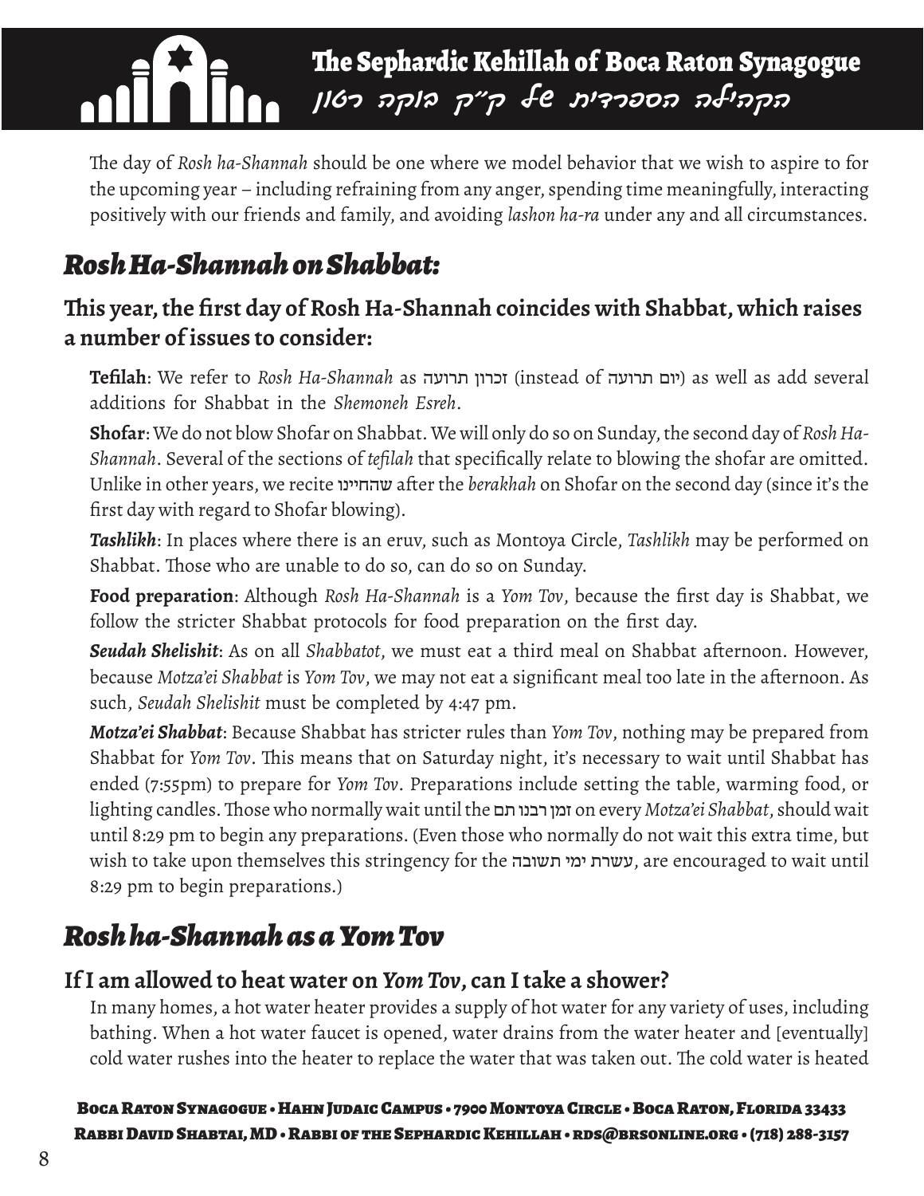The day of *Rosh ha-Shannah* should be one where we model behavior that we wish to aspire to for the upcoming year – including refraining from any anger, spending time meaningfully, interacting positively with our friends and family, and avoiding *lashon ha-ra* under any and all circumstances.

## *Rosh Ha-Shannah on Shabbat:*

### This year, the first day of Rosh Ha-Shannah coincides with Shabbat, which raises a number of issues to consider:

**Tefilah**: We refer to *Rosh Ha-Shannah* as זכרון תרועה (instead of יום תרועה) as well as add several additions for Shabbat in the *Shemoneh Esreh*.

**Shofar**: We do not blow Shofar on Shabbat. We will only do so on Sunday, the second day of *Rosh Ha-Shannah*. Several of the sections of *tefilah* that specifically relate to blowing the shofar are omitted. Unlike in other years, we recite שהחיינו after the *berakhah* on Shofar on the second day (since it's the first day with regard to Shofar blowing).

***Tashlikh***: In places where there is an eruv, such as Montoya Circle, *Tashlikh* may be performed on Shabbat. Those who are unable to do so, can do so on Sunday.

**Food preparation**: Although *Rosh Ha-Shannah* is a *Yom Tov*, because the first day is Shabbat, we follow the stricter Shabbat protocols for food preparation on the first day.

***Seudah Shelishit***: As on all *Shabbatot*, we must eat a third meal on Shabbat afternoon. However, because *Motza'ei Shabbat* is *Yom Tov*, we may not eat a significant meal too late in the afternoon. As such, *Seudah Shelishit* must be completed by 4:47 pm.

***Motza'ei Shabbat***: Because Shabbat has stricter rules than *Yom Tov*, nothing may be prepared from Shabbat for *Yom Tov*. This means that on Saturday night, it's necessary to wait until Shabbat has ended (7:55pm) to prepare for *Yom Tov*. Preparations include setting the table, warming food, or lighting candles. Those who normally wait until the זמן רבנו תם on every *Motza'ei Shabbat*, should wait until 8:29 pm to begin any preparations. (Even those who normally do not wait this extra time, but wish to take upon themselves this stringency for the עשרת ימי תשובה, are encouraged to wait until 8:29 pm to begin preparations.)

## *Rosh ha-Shannah as a Yom Tov*

### If I am allowed to heat water on *Yom Tov*, can I take a shower?

In many homes, a hot water heater provides a supply of hot water for any variety of uses, including bathing. When a hot water faucet is opened, water drains from the water heater and [eventually] cold water rushes into the heater to replace the water that was taken out. The cold water is heated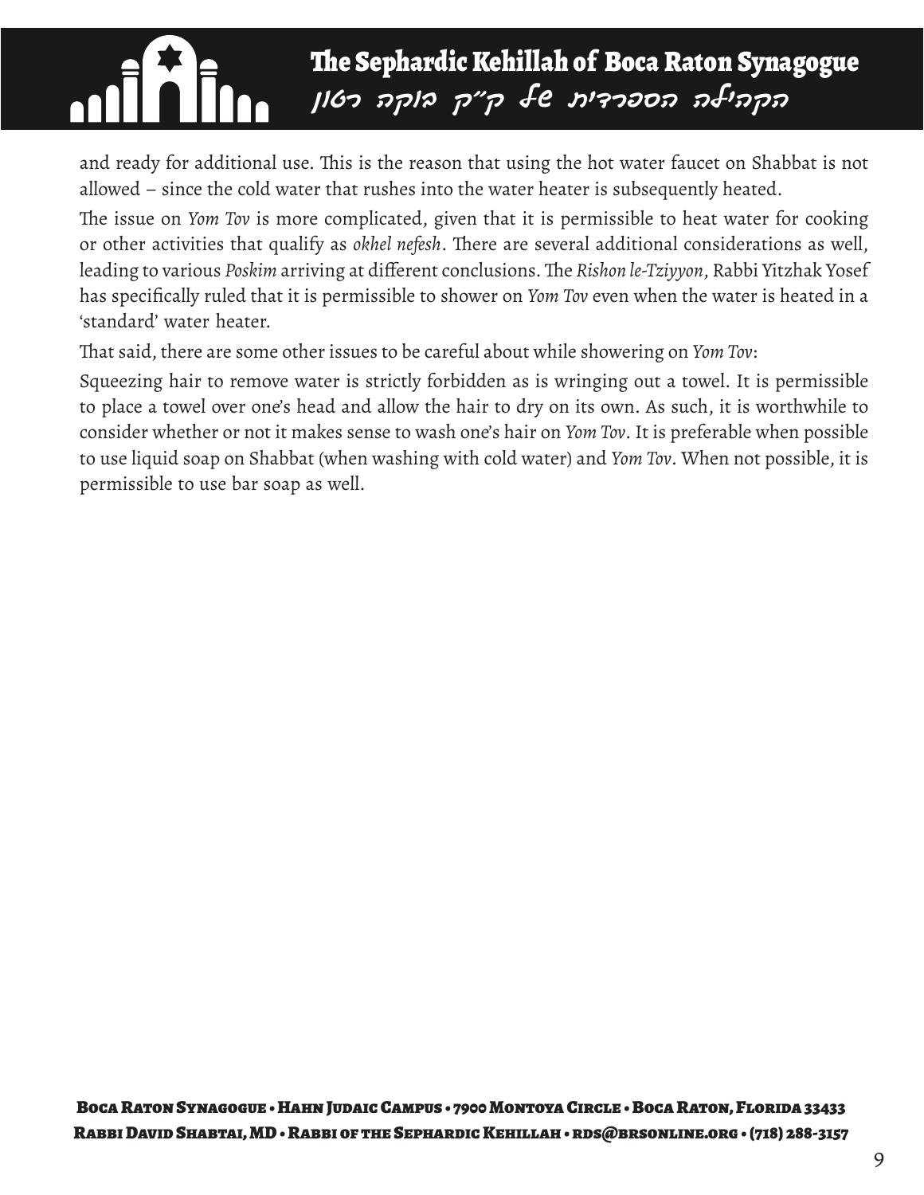and ready for additional use. This is the reason that using the hot water faucet on Shabbat is not allowed – since the cold water that rushes into the water heater is subsequently heated.

The issue on *Yom Tov* is more complicated, given that it is permissible to heat water for cooking or other activities that qualify as *okhel nefesh*. There are several additional considerations as well, leading to various *Poskim* arriving at different conclusions. The *Rishon le-Tziyyon*, Rabbi Yitzhak Yosef has specifically ruled that it is permissible to shower on *Yom Tov* even when the water is heated in a 'standard' water heater.

That said, there are some other issues to be careful about while showering on *Yom Tov*:

Squeezing hair to remove water is strictly forbidden as is wringing out a towel. It is permissible to place a towel over one's head and allow the hair to dry on its own. As such, it is worthwhile to consider whether or not it makes sense to wash one's hair on *Yom Tov*. It is preferable when possible to use liquid soap on Shabbat (when washing with cold water) and *Yom Tov*. When not possible, it is permissible to use bar soap as well.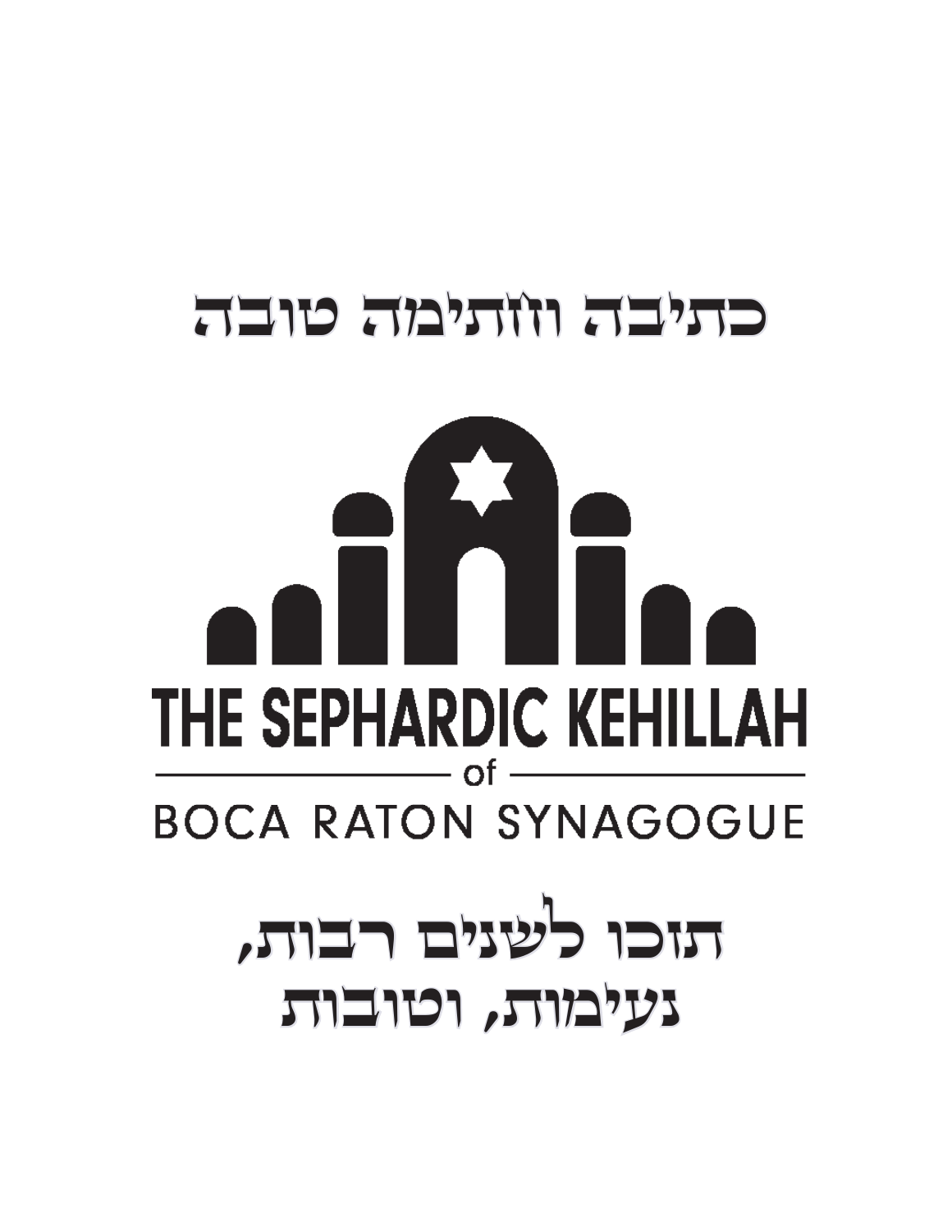# כתיבה וחתימה טובה

THE SEPHARDIC KEHILLAH

of

BOCA RATON SYNAGOGUE

תזכו לשנים רבות,
נעימות, וטובות